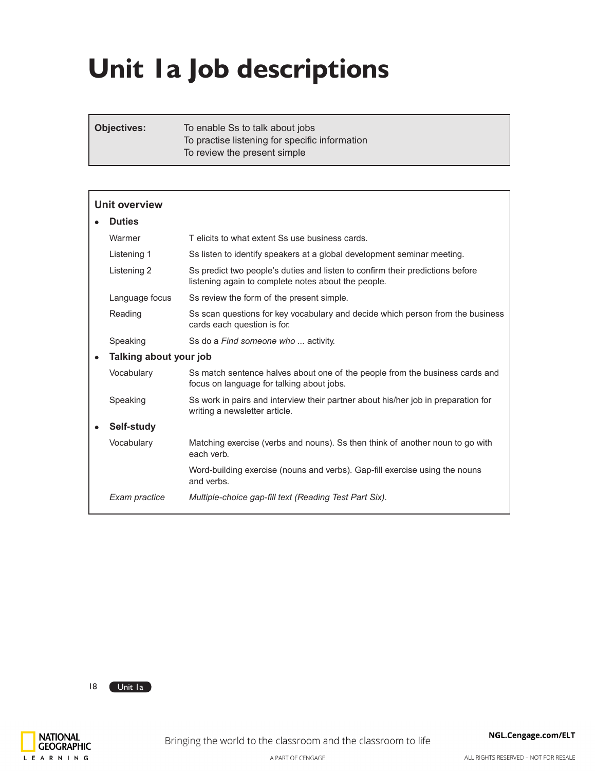# Unit 1a Job descriptions

| **Objectives:** | To enable Ss to talk about jobs<br>To practise listening for specific information<br>To review the present simple |
|---|---|

## Unit overview

- **Duties**

| | |
|---|---|
| Warmer | T elicits to what extent Ss use business cards. |
| Listening 1 | Ss listen to identify speakers at a global development seminar meeting. |
| Listening 2 | Ss predict two people's duties and listen to confirm their predictions before listening again to complete notes about the people. |
| Language focus | Ss review the form of the present simple. |
| Reading | Ss scan questions for key vocabulary and decide which person from the business cards each question is for. |
| Speaking | Ss do a *Find someone who ...* activity. |

- **Talking about your job**

| | |
|---|---|
| Vocabulary | Ss match sentence halves about one of the people from the business cards and focus on language for talking about jobs. |
| Speaking | Ss work in pairs and interview their partner about his/her job in preparation for writing a newsletter article. |

- **Self-study**

| | |
|---|---|
| Vocabulary | Matching exercise (verbs and nouns). Ss then think of another noun to go with each verb. |
| | Word-building exercise (nouns and verbs). Gap-fill exercise using the nouns and verbs. |
| *Exam practice* | *Multiple-choice gap-fill text (Reading Test Part Six).* |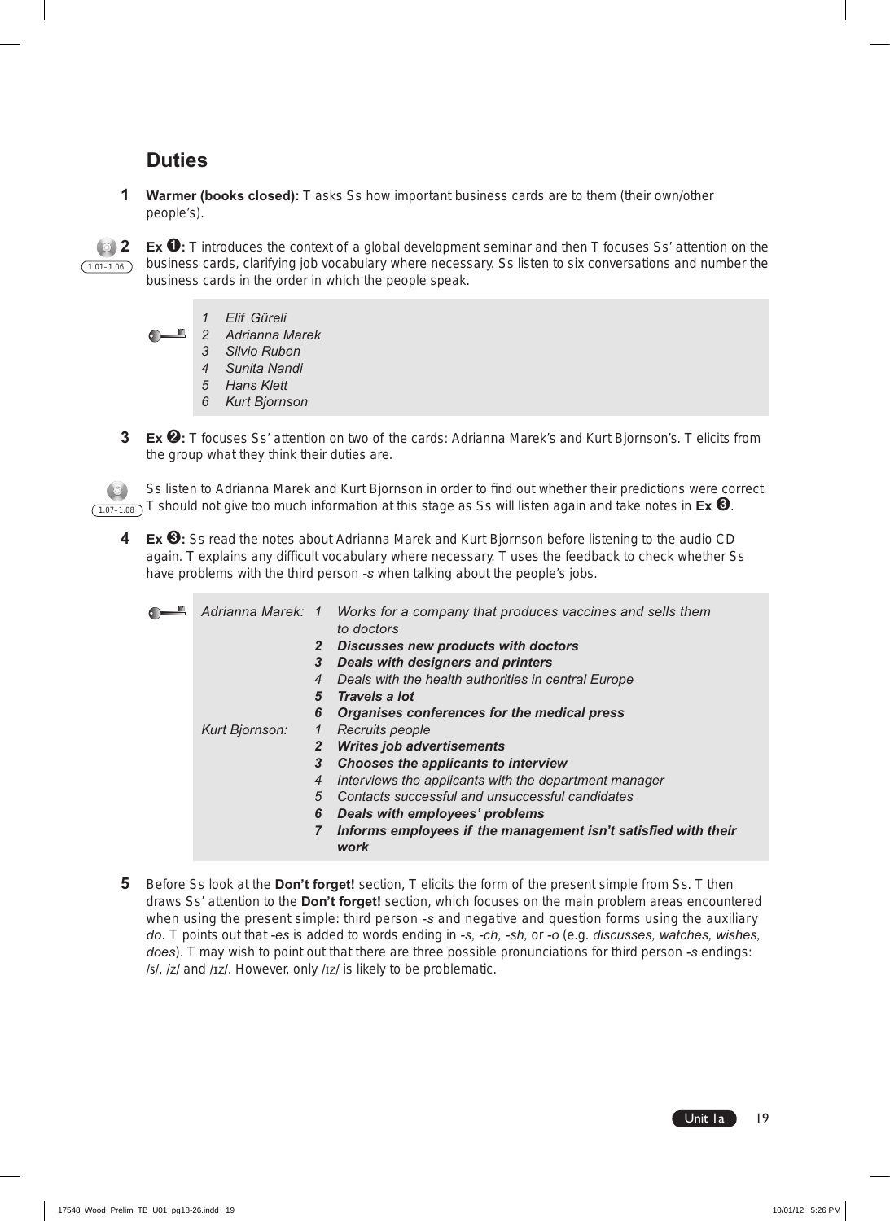# Duties

**1** **Warmer (books closed):** T asks Ss how important business cards are to them (their own/other people's).

**2** 1.01–1.06 **Ex ❶:** T introduces the context of a global development seminar and then T focuses Ss' attention on the business cards, clarifying job vocabulary where necessary. Ss listen to six conversations and number the business cards in the order in which the people speak.

> *1 Elif Güreli*
> *2 Adrianna Marek*
> *3 Silvio Ruben*
> *4 Sunita Nandi*
> *5 Hans Klett*
> *6 Kurt Bjornson*

**3** **Ex ❷:** T focuses Ss' attention on two of the cards: Adrianna Marek's and Kurt Bjornson's. T elicits from the group what they think their duties are.

1.07–1.08 Ss listen to Adrianna Marek and Kurt Bjornson in order to find out whether their predictions were correct. T should not give too much information at this stage as Ss will listen again and take notes in **Ex ❸**.

**4** **Ex ❸:** Ss read the notes about Adrianna Marek and Kurt Bjornson before listening to the audio CD again. T explains any difficult vocabulary where necessary. T uses the feedback to check whether Ss have problems with the third person *-s* when talking about the people's jobs.

> *Adrianna Marek:*
> *1 Works for a company that produces vaccines and sells them to doctors*
> ***2 Discusses new products with doctors***
> ***3 Deals with designers and printers***
> *4 Deals with the health authorities in central Europe*
> ***5 Travels a lot***
> ***6 Organises conferences for the medical press***
>
> *Kurt Bjornson:*
> *1 Recruits people*
> ***2 Writes job advertisements***
> ***3 Chooses the applicants to interview***
> *4 Interviews the applicants with the department manager*
> *5 Contacts successful and unsuccessful candidates*
> ***6 Deals with employees' problems***
> ***7 Informs employees if the management isn't satisfied with their work***

**5** Before Ss look at the **Don't forget!** section, T elicits the form of the present simple from Ss. T then draws Ss' attention to the **Don't forget!** section, which focuses on the main problem areas encountered when using the present simple: third person *-s* and negative and question forms using the auxiliary *do*. T points out that *-es* is added to words ending in *-s*, *-ch*, *-sh*, or *-o* (e.g. *discusses*, *watches*, *wishes*, *does*). T may wish to point out that there are three possible pronunciations for third person *-s* endings: /s/, /z/ and /ɪz/. However, only /ɪz/ is likely to be problematic.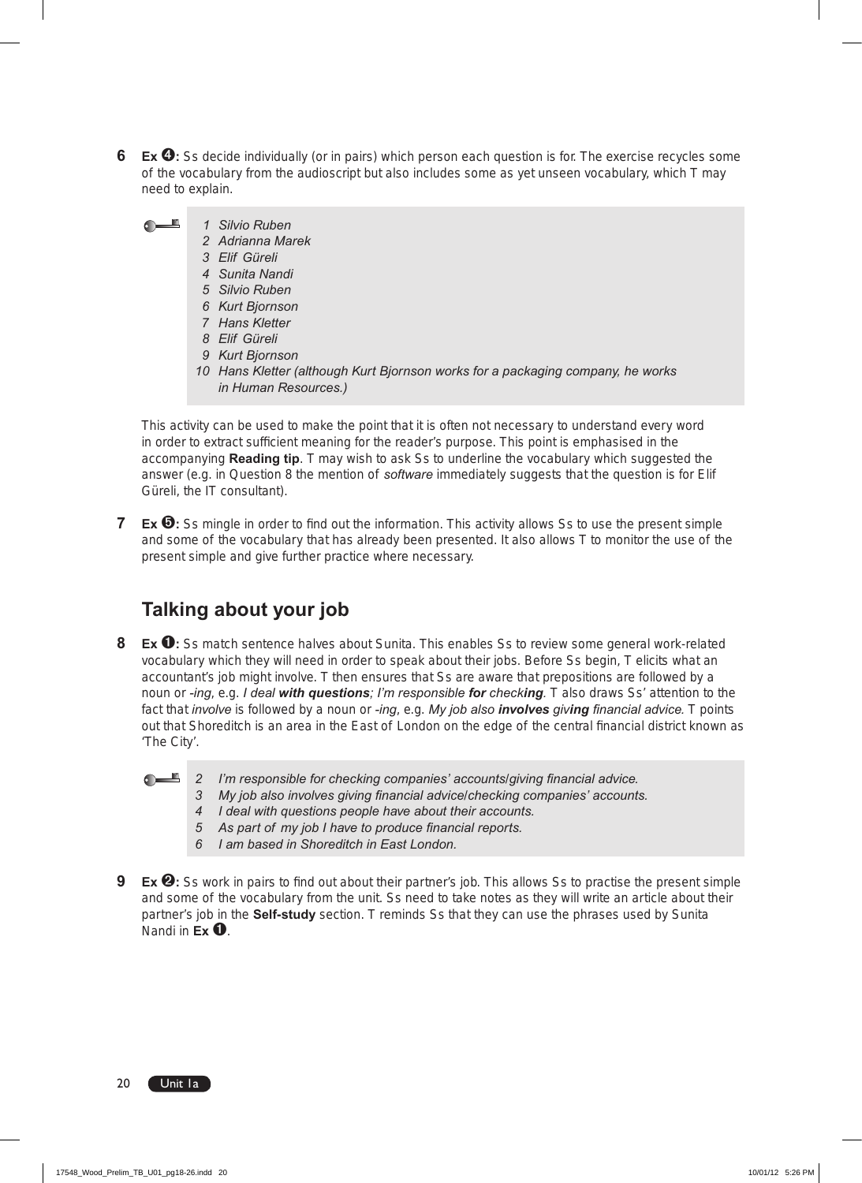**6** **Ex ❹:** Ss decide individually (or in pairs) which person each question is for. The exercise recycles some of the vocabulary from the audioscript but also includes some as yet unseen vocabulary, which T may need to explain.

> 1 *Silvio Ruben*
> 2 *Adrianna Marek*
> 3 *Elif Güreli*
> 4 *Sunita Nandi*
> 5 *Silvio Ruben*
> 6 *Kurt Bjornson*
> 7 *Hans Kletter*
> 8 *Elif Güreli*
> 9 *Kurt Bjornson*
> 10 *Hans Kletter (although Kurt Bjornson works for a packaging company, he works in Human Resources.)*

This activity can be used to make the point that it is often not necessary to understand every word in order to extract sufficient meaning for the reader's purpose. This point is emphasised in the accompanying **Reading tip**. T may wish to ask Ss to underline the vocabulary which suggested the answer (e.g. in Question 8 the mention of *software* immediately suggests that the question is for Elif Güreli, the IT consultant).

**7** **Ex ❺:** Ss mingle in order to find out the information. This activity allows Ss to use the present simple and some of the vocabulary that has already been presented. It also allows T to monitor the use of the present simple and give further practice where necessary.

## Talking about your job

**8** **Ex ❶:** Ss match sentence halves about Sunita. This enables Ss to review some general work-related vocabulary which they will need in order to speak about their jobs. Before Ss begin, T elicits what an accountant's job might involve. T then ensures that Ss are aware that prepositions are followed by a noun or *-ing*, e.g. *I deal* ***with questions****; I'm responsible* ***for*** *check****ing***. T also draws Ss' attention to the fact that *involve* is followed by a noun or *-ing*, e.g. *My job also* ***involves*** *giv****ing*** *financial advice.* T points out that Shoreditch is an area in the East of London on the edge of the central financial district known as 'The City'.

> 2 *I'm responsible for checking companies' accounts/giving financial advice.*
> 3 *My job also involves giving financial advice/checking companies' accounts.*
> 4 *I deal with questions people have about their accounts.*
> 5 *As part of my job I have to produce financial reports.*
> 6 *I am based in Shoreditch in East London.*

**9** **Ex ❷:** Ss work in pairs to find out about their partner's job. This allows Ss to practise the present simple and some of the vocabulary from the unit. Ss need to take notes as they will write an article about their partner's job in the **Self-study** section. T reminds Ss that they can use the phrases used by Sunita Nandi in **Ex ❶**.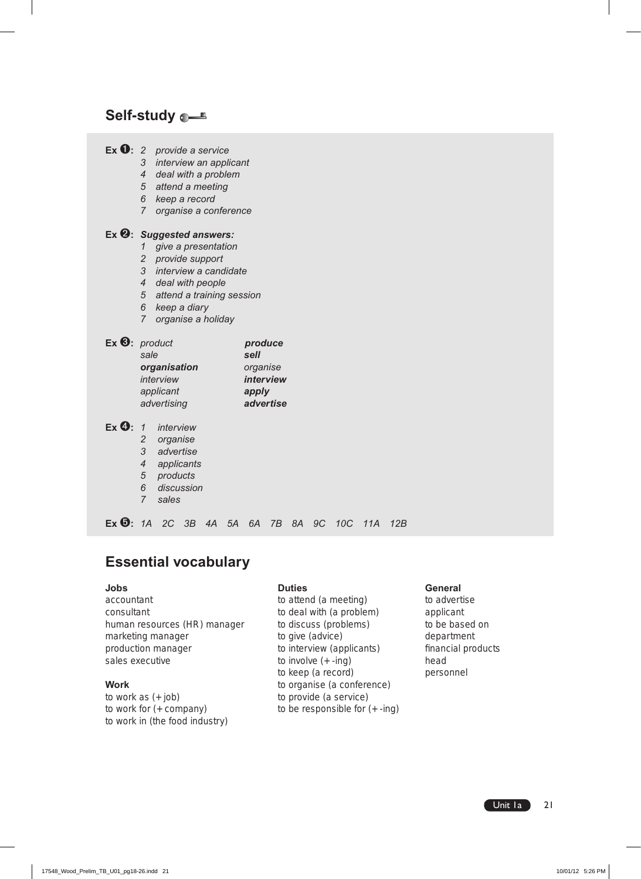## Self-study

**Ex ❶:**
2 *provide a service*
3 *interview an applicant*
4 *deal with a problem*
5 *attend a meeting*
6 *keep a record*
7 *organise a conference*

**Ex ❷:** ***Suggested answers:***
1 *give a presentation*
2 *provide support*
3 *interview a candidate*
4 *deal with people*
5 *attend a training session*
6 *keep a diary*
7 *organise a holiday*

**Ex ❸:**

| | |
|---|---|
| *product* | ***produce*** |
| *sale* | ***sell*** |
| ***organisation*** | *organise* |
| *interview* | ***interview*** |
| *applicant* | ***apply*** |
| *advertising* | ***advertise*** |

**Ex ❹:**
1 *interview*
2 *organise*
3 *advertise*
4 *applicants*
5 *products*
6 *discussion*
7 *sales*

**Ex ❺:** *1A 2C 3B 4A 5A 6A 7B 8A 9C 10C 11A 12B*

## Essential vocabulary

**Jobs**
accountant
consultant
human resources (HR) manager
marketing manager
production manager
sales executive

**Work**
to work as (+ job)
to work for (+ company)
to work in (the food industry)

**Duties**
to attend (a meeting)
to deal with (a problem)
to discuss (problems)
to give (advice)
to interview (applicants)
to involve (+ -ing)
to keep (a record)
to organise (a conference)
to provide (a service)
to be responsible for (+ -ing)

**General**
to advertise
applicant
to be based on
department
financial products
head
personnel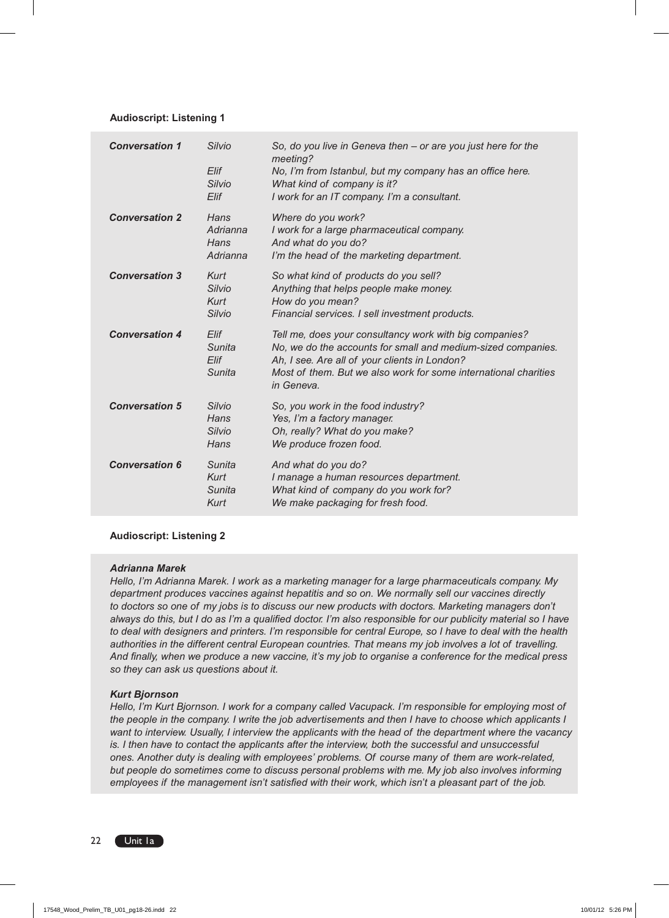### Audioscript: Listening 1

| | | |
|---|---|---|
| ***Conversation 1*** | *Silvio* | *So, do you live in Geneva then – or are you just here for the meeting?* |
| | *Elif* | *No, I'm from Istanbul, but my company has an office here.* |
| | *Silvio* | *What kind of company is it?* |
| | *Elif* | *I work for an IT company. I'm a consultant.* |
| ***Conversation 2*** | *Hans* | *Where do you work?* |
| | *Adrianna* | *I work for a large pharmaceutical company.* |
| | *Hans* | *And what do you do?* |
| | *Adrianna* | *I'm the head of the marketing department.* |
| ***Conversation 3*** | *Kurt* | *So what kind of products do you sell?* |
| | *Silvio* | *Anything that helps people make money.* |
| | *Kurt* | *How do you mean?* |
| | *Silvio* | *Financial services. I sell investment products.* |
| ***Conversation 4*** | *Elif* | *Tell me, does your consultancy work with big companies?* |
| | *Sunita* | *No, we do the accounts for small and medium-sized companies.* |
| | *Elif* | *Ah, I see. Are all of your clients in London?* |
| | *Sunita* | *Most of them. But we also work for some international charities in Geneva.* |
| ***Conversation 5*** | *Silvio* | *So, you work in the food industry?* |
| | *Hans* | *Yes, I'm a factory manager.* |
| | *Silvio* | *Oh, really? What do you make?* |
| | *Hans* | *We produce frozen food.* |
| ***Conversation 6*** | *Sunita* | *And what do you do?* |
| | *Kurt* | *I manage a human resources department.* |
| | *Sunita* | *What kind of company do you work for?* |
| | *Kurt* | *We make packaging for fresh food.* |

### Audioscript: Listening 2

***Adrianna Marek***

*Hello, I'm Adrianna Marek. I work as a marketing manager for a large pharmaceuticals company. My department produces vaccines against hepatitis and so on. We normally sell our vaccines directly to doctors so one of my jobs is to discuss our new products with doctors. Marketing managers don't always do this, but I do as I'm a qualified doctor. I'm also responsible for our publicity material so I have to deal with designers and printers. I'm responsible for central Europe, so I have to deal with the health authorities in the different central European countries. That means my job involves a lot of travelling. And finally, when we produce a new vaccine, it's my job to organise a conference for the medical press so they can ask us questions about it.*

***Kurt Bjornson***

*Hello, I'm Kurt Bjornson. I work for a company called Vacupack. I'm responsible for employing most of the people in the company. I write the job advertisements and then I have to choose which applicants I want to interview. Usually, I interview the applicants with the head of the department where the vacancy is. I then have to contact the applicants after the interview, both the successful and unsuccessful ones. Another duty is dealing with employees' problems. Of course many of them are work-related, but people do sometimes come to discuss personal problems with me. My job also involves informing employees if the management isn't satisfied with their work, which isn't a pleasant part of the job.*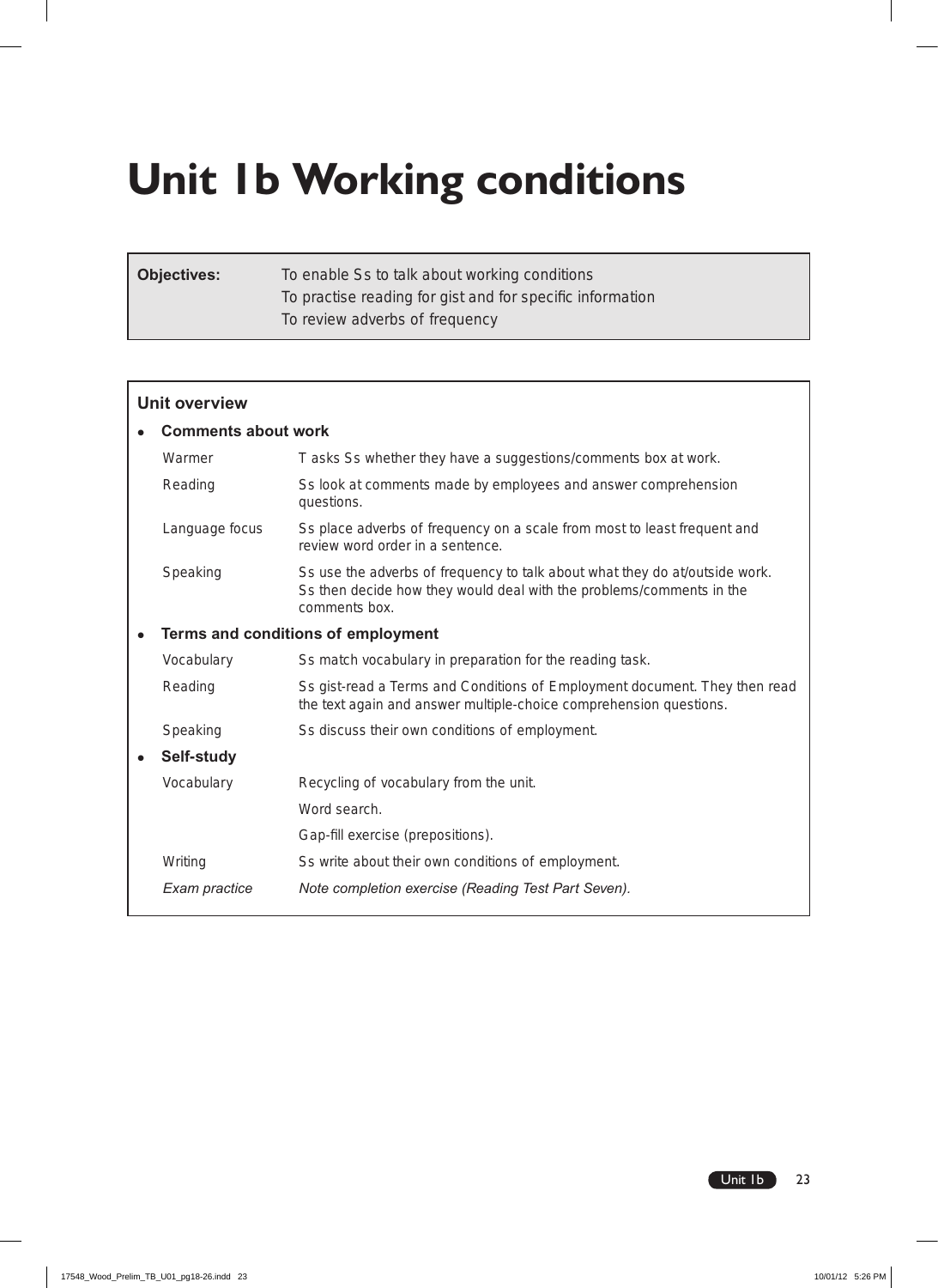# Unit 1b Working conditions

| **Objectives:** | To enable Ss to talk about working conditions<br>To practise reading for gist and for specific information<br>To review adverbs of frequency |
|---|---|

## Unit overview

- **Comments about work**

| | |
|---|---|
| Warmer | T asks Ss whether they have a suggestions/comments box at work. |
| Reading | Ss look at comments made by employees and answer comprehension questions. |
| Language focus | Ss place adverbs of frequency on a scale from most to least frequent and review word order in a sentence. |
| Speaking | Ss use the adverbs of frequency to talk about what they do at/outside work. Ss then decide how they would deal with the problems/comments in the comments box. |

- **Terms and conditions of employment**

| | |
|---|---|
| Vocabulary | Ss match vocabulary in preparation for the reading task. |
| Reading | Ss gist-read a Terms and Conditions of Employment document. They then read the text again and answer multiple-choice comprehension questions. |
| Speaking | Ss discuss their own conditions of employment. |

- **Self-study**

| | |
|---|---|
| Vocabulary | Recycling of vocabulary from the unit. |
| | Word search. |
| | Gap-fill exercise (prepositions). |
| Writing | Ss write about their own conditions of employment. |
| *Exam practice* | *Note completion exercise (Reading Test Part Seven).* |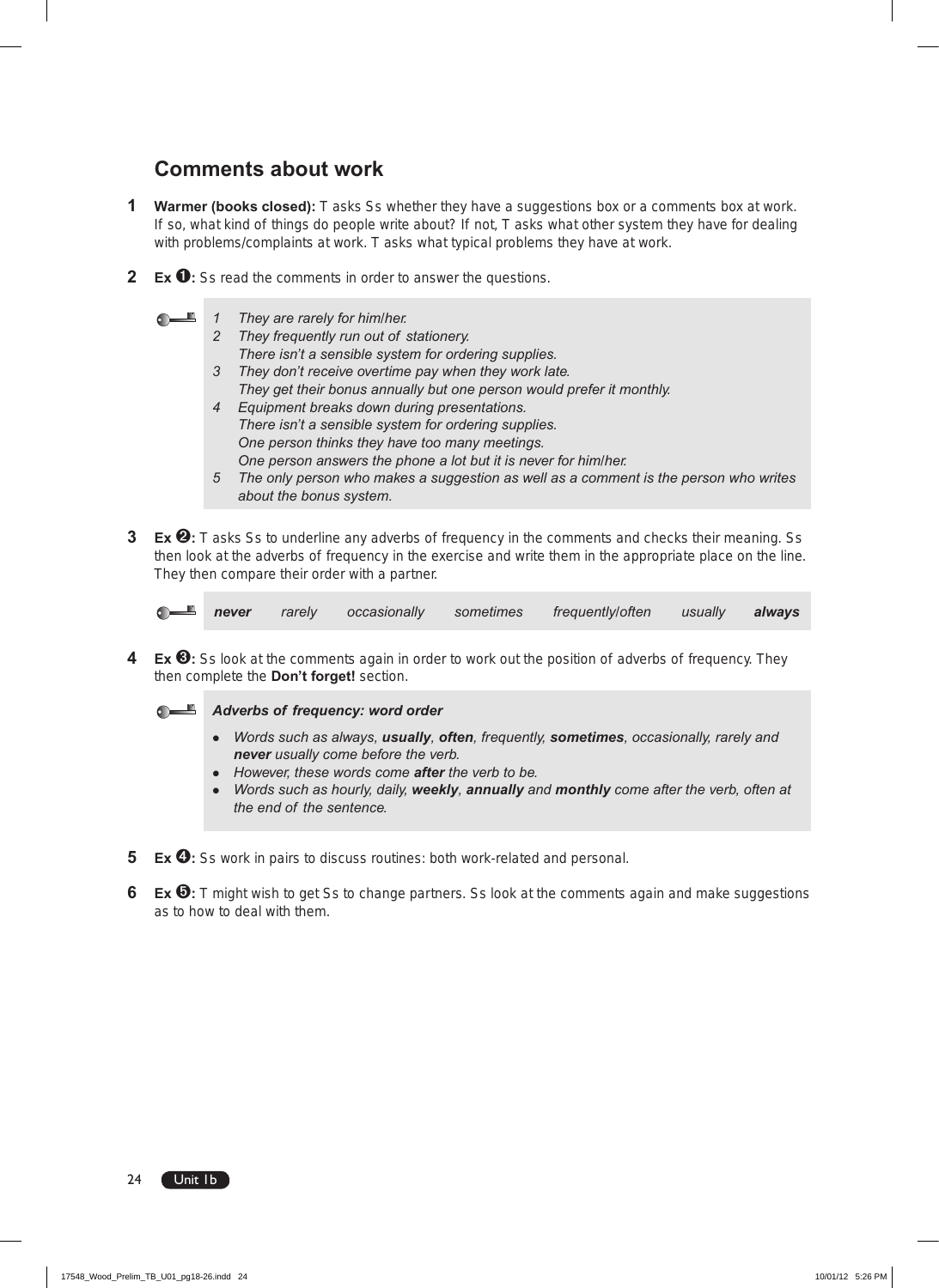## Comments about work

**1** **Warmer (books closed):** T asks Ss whether they have a suggestions box or a comments box at work. If so, what kind of things do people write about? If not, T asks what other system they have for dealing with problems/complaints at work. T asks what typical problems they have at work.

**2** **Ex ❶:** Ss read the comments in order to answer the questions.

> 1 *They are rarely for him/her.*
> 2 *They frequently run out of stationery.*
> *There isn't a sensible system for ordering supplies.*
> 3 *They don't receive overtime pay when they work late.*
> *They get their bonus annually but one person would prefer it monthly.*
> 4 *Equipment breaks down during presentations.*
> *There isn't a sensible system for ordering supplies.*
> *One person thinks they have too many meetings.*
> *One person answers the phone a lot but it is never for him/her.*
> 5 *The only person who makes a suggestion as well as a comment is the person who writes about the bonus system.*

**3** **Ex ❷:** T asks Ss to underline any adverbs of frequency in the comments and checks their meaning. Ss then look at the adverbs of frequency in the exercise and write them in the appropriate place on the line. They then compare their order with a partner.

> ***never*** *rarely* *occasionally* *sometimes* *frequently/often* *usually* ***always***

**4** **Ex ❸:** Ss look at the comments again in order to work out the position of adverbs of frequency. They then complete the **Don't forget!** section.

> ***Adverbs of frequency: word order***
>
> - *Words such as always,* ***usually****,* ***often****, frequently,* ***sometimes****, occasionally, rarely and* ***never*** *usually come before the verb.*
> - *However, these words come* ***after*** *the verb to be.*
> - *Words such as hourly, daily,* ***weekly****,* ***annually*** *and* ***monthly*** *come after the verb, often at the end of the sentence.*

**5** **Ex ❹:** Ss work in pairs to discuss routines: both work-related and personal.

**6** **Ex ❺:** T might wish to get Ss to change partners. Ss look at the comments again and make suggestions as to how to deal with them.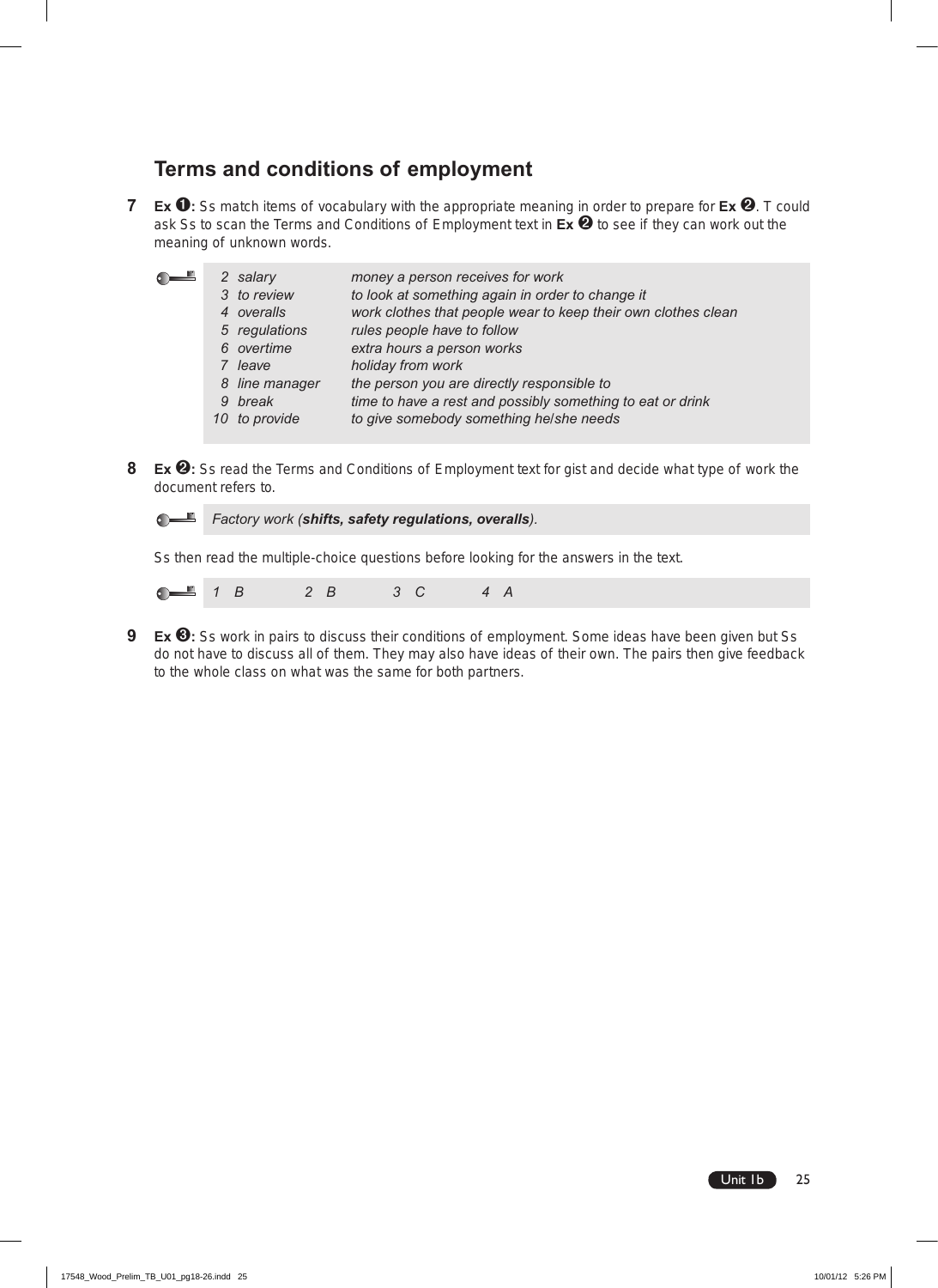## Terms and conditions of employment

**7** **Ex ❶:** Ss match items of vocabulary with the appropriate meaning in order to prepare for **Ex ❷**. T could ask Ss to scan the Terms and Conditions of Employment text in **Ex ❷** to see if they can work out the meaning of unknown words.

| | |
|---|---|
| *2 salary* | *money a person receives for work* |
| *3 to review* | *to look at something again in order to change it* |
| *4 overalls* | *work clothes that people wear to keep their own clothes clean* |
| *5 regulations* | *rules people have to follow* |
| *6 overtime* | *extra hours a person works* |
| *7 leave* | *holiday from work* |
| *8 line manager* | *the person you are directly responsible to* |
| *9 break* | *time to have a rest and possibly something to eat or drink* |
| *10 to provide* | *to give somebody something he/she needs* |

**8** **Ex ❷:** Ss read the Terms and Conditions of Employment text for gist and decide what type of work the document refers to.

*Factory work (**shifts, safety regulations, overalls**).*

Ss then read the multiple-choice questions before looking for the answers in the text.

*1 B  2 B  3 C  4 A*

**9** **Ex ❸:** Ss work in pairs to discuss their conditions of employment. Some ideas have been given but Ss do not have to discuss all of them. They may also have ideas of their own. The pairs then give feedback to the whole class on what was the same for both partners.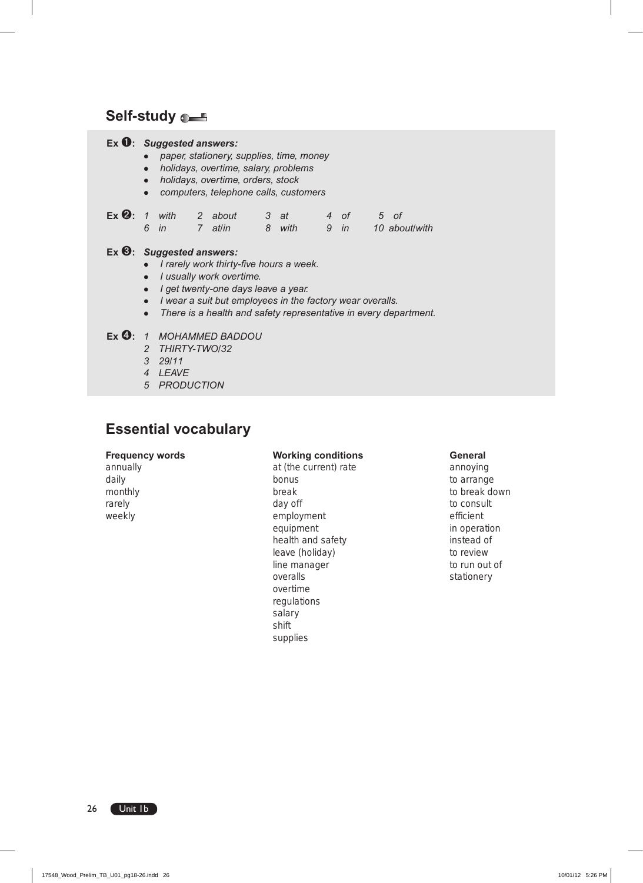## Self-study

**Ex ❶:** ***Suggested answers:***

- *paper, stationery, supplies, time, money*
- *holidays, overtime, salary, problems*
- *holidays, overtime, orders, stock*
- *computers, telephone calls, customers*

**Ex ❷:**

| | | | | |
|---|---|---|---|---|
| *1 with* | *2 about* | *3 at* | *4 of* | *5 of* |
| *6 in* | *7 at/in* | *8 with* | *9 in* | *10 about/with* |

**Ex ❸:** ***Suggested answers:***

- *I rarely work thirty-five hours a week.*
- *I usually work overtime.*
- *I get twenty-one days leave a year.*
- *I wear a suit but employees in the factory wear overalls.*
- *There is a health and safety representative in every department.*

**Ex ❹:**

1. *MOHAMMED BADDOU*
2. *THIRTY-TWO/32*
3. *29/11*
4. *LEAVE*
5. *PRODUCTION*

## Essential vocabulary

**Frequency words**

annually
daily
monthly
rarely
weekly

**Working conditions**

at (the current) rate
bonus
break
day off
employment
equipment
health and safety
leave (holiday)
line manager
overalls
overtime
regulations
salary
shift
supplies

**General**

annoying
to arrange
to break down
to consult
efficient
in operation
instead of
to review
to run out of
stationery